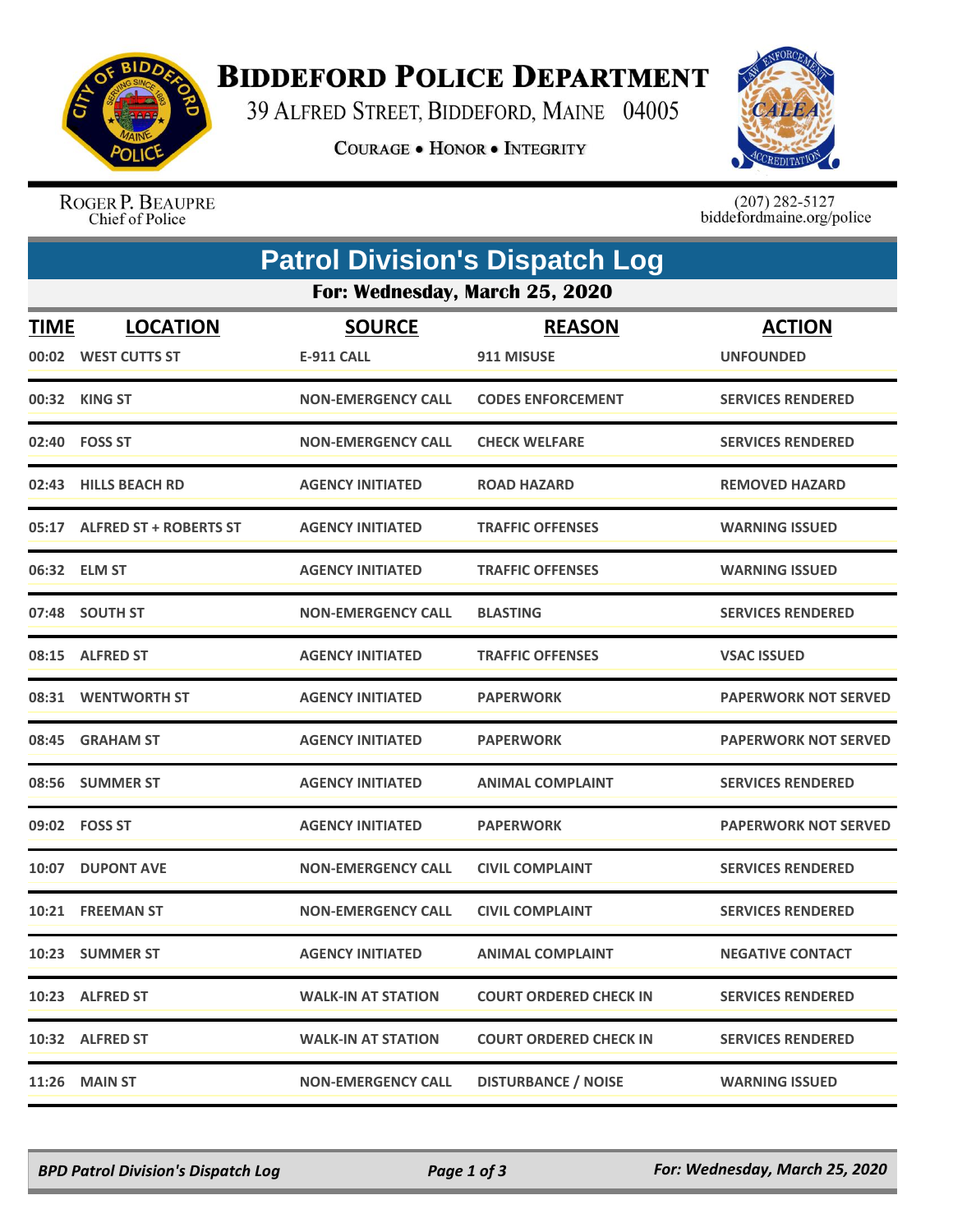# Biddeford Police Department

39 Alfred Street, Biddeford, Maine 04005

Courage • Honor • Integrity

Roger P. Beaupre
Chief of Police

(207) 282-5127
biddefordmaine.org/police

## Patrol Division's Dispatch Log

### For: Wednesday, March 25, 2020

| TIME | LOCATION | SOURCE | REASON | ACTION |
|---|---|---|---|---|
| 00:02 | WEST CUTTS ST | E-911 CALL | 911 MISUSE | UNFOUNDED |
| 00:32 | KING ST | NON-EMERGENCY CALL | CODES ENFORCEMENT | SERVICES RENDERED |
| 02:40 | FOSS ST | NON-EMERGENCY CALL | CHECK WELFARE | SERVICES RENDERED |
| 02:43 | HILLS BEACH RD | AGENCY INITIATED | ROAD HAZARD | REMOVED HAZARD |
| 05:17 | ALFRED ST + ROBERTS ST | AGENCY INITIATED | TRAFFIC OFFENSES | WARNING ISSUED |
| 06:32 | ELM ST | AGENCY INITIATED | TRAFFIC OFFENSES | WARNING ISSUED |
| 07:48 | SOUTH ST | NON-EMERGENCY CALL | BLASTING | SERVICES RENDERED |
| 08:15 | ALFRED ST | AGENCY INITIATED | TRAFFIC OFFENSES | VSAC ISSUED |
| 08:31 | WENTWORTH ST | AGENCY INITIATED | PAPERWORK | PAPERWORK NOT SERVED |
| 08:45 | GRAHAM ST | AGENCY INITIATED | PAPERWORK | PAPERWORK NOT SERVED |
| 08:56 | SUMMER ST | AGENCY INITIATED | ANIMAL COMPLAINT | SERVICES RENDERED |
| 09:02 | FOSS ST | AGENCY INITIATED | PAPERWORK | PAPERWORK NOT SERVED |
| 10:07 | DUPONT AVE | NON-EMERGENCY CALL | CIVIL COMPLAINT | SERVICES RENDERED |
| 10:21 | FREEMAN ST | NON-EMERGENCY CALL | CIVIL COMPLAINT | SERVICES RENDERED |
| 10:23 | SUMMER ST | AGENCY INITIATED | ANIMAL COMPLAINT | NEGATIVE CONTACT |
| 10:23 | ALFRED ST | WALK-IN AT STATION | COURT ORDERED CHECK IN | SERVICES RENDERED |
| 10:32 | ALFRED ST | WALK-IN AT STATION | COURT ORDERED CHECK IN | SERVICES RENDERED |
| 11:26 | MAIN ST | NON-EMERGENCY CALL | DISTURBANCE / NOISE | WARNING ISSUED |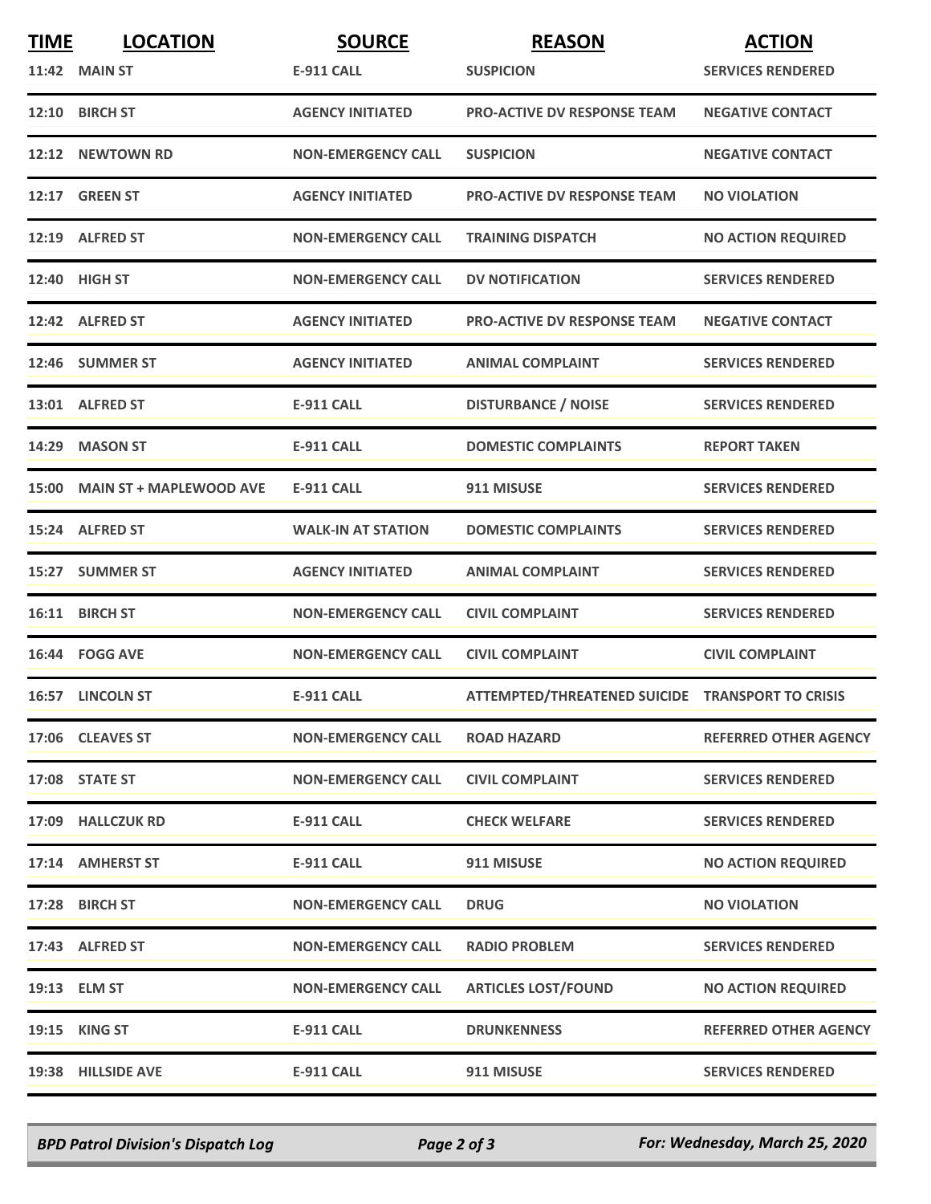| TIME | LOCATION | SOURCE | REASON | ACTION |
|---|---|---|---|---|
| 11:42 | MAIN ST | E-911 CALL | SUSPICION | SERVICES RENDERED |
| 12:10 | BIRCH ST | AGENCY INITIATED | PRO-ACTIVE DV RESPONSE TEAM | NEGATIVE CONTACT |
| 12:12 | NEWTOWN RD | NON-EMERGENCY CALL | SUSPICION | NEGATIVE CONTACT |
| 12:17 | GREEN ST | AGENCY INITIATED | PRO-ACTIVE DV RESPONSE TEAM | NO VIOLATION |
| 12:19 | ALFRED ST | NON-EMERGENCY CALL | TRAINING DISPATCH | NO ACTION REQUIRED |
| 12:40 | HIGH ST | NON-EMERGENCY CALL | DV NOTIFICATION | SERVICES RENDERED |
| 12:42 | ALFRED ST | AGENCY INITIATED | PRO-ACTIVE DV RESPONSE TEAM | NEGATIVE CONTACT |
| 12:46 | SUMMER ST | AGENCY INITIATED | ANIMAL COMPLAINT | SERVICES RENDERED |
| 13:01 | ALFRED ST | E-911 CALL | DISTURBANCE / NOISE | SERVICES RENDERED |
| 14:29 | MASON ST | E-911 CALL | DOMESTIC COMPLAINTS | REPORT TAKEN |
| 15:00 | MAIN ST + MAPLEWOOD AVE | E-911 CALL | 911 MISUSE | SERVICES RENDERED |
| 15:24 | ALFRED ST | WALK-IN AT STATION | DOMESTIC COMPLAINTS | SERVICES RENDERED |
| 15:27 | SUMMER ST | AGENCY INITIATED | ANIMAL COMPLAINT | SERVICES RENDERED |
| 16:11 | BIRCH ST | NON-EMERGENCY CALL | CIVIL COMPLAINT | SERVICES RENDERED |
| 16:44 | FOGG AVE | NON-EMERGENCY CALL | CIVIL COMPLAINT | CIVIL COMPLAINT |
| 16:57 | LINCOLN ST | E-911 CALL | ATTEMPTED/THREATENED SUICIDE | TRANSPORT TO CRISIS |
| 17:06 | CLEAVES ST | NON-EMERGENCY CALL | ROAD HAZARD | REFERRED OTHER AGENCY |
| 17:08 | STATE ST | NON-EMERGENCY CALL | CIVIL COMPLAINT | SERVICES RENDERED |
| 17:09 | HALLCZUK RD | E-911 CALL | CHECK WELFARE | SERVICES RENDERED |
| 17:14 | AMHERST ST | E-911 CALL | 911 MISUSE | NO ACTION REQUIRED |
| 17:28 | BIRCH ST | NON-EMERGENCY CALL | DRUG | NO VIOLATION |
| 17:43 | ALFRED ST | NON-EMERGENCY CALL | RADIO PROBLEM | SERVICES RENDERED |
| 19:13 | ELM ST | NON-EMERGENCY CALL | ARTICLES LOST/FOUND | NO ACTION REQUIRED |
| 19:15 | KING ST | E-911 CALL | DRUNKENNESS | REFERRED OTHER AGENCY |
| 19:38 | HILLSIDE AVE | E-911 CALL | 911 MISUSE | SERVICES RENDERED |

*BPD Patrol Division's Dispatch Log* — *For: Wednesday, March 25, 2020*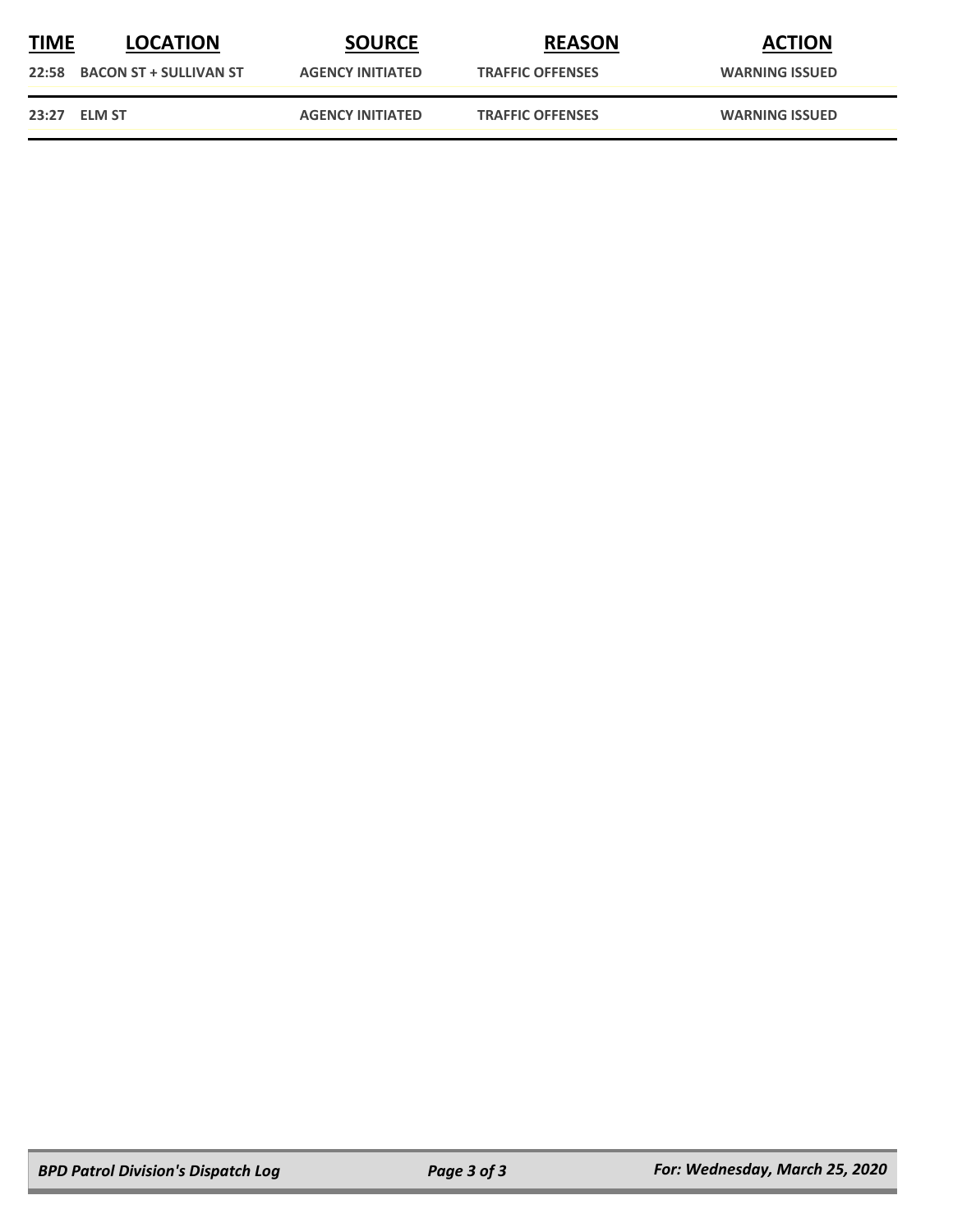| TIME | LOCATION | SOURCE | REASON | ACTION |
|---|---|---|---|---|
| 22:58 | BACON ST + SULLIVAN ST | AGENCY INITIATED | TRAFFIC OFFENSES | WARNING ISSUED |
| 23:27 | ELM ST | AGENCY INITIATED | TRAFFIC OFFENSES | WARNING ISSUED |